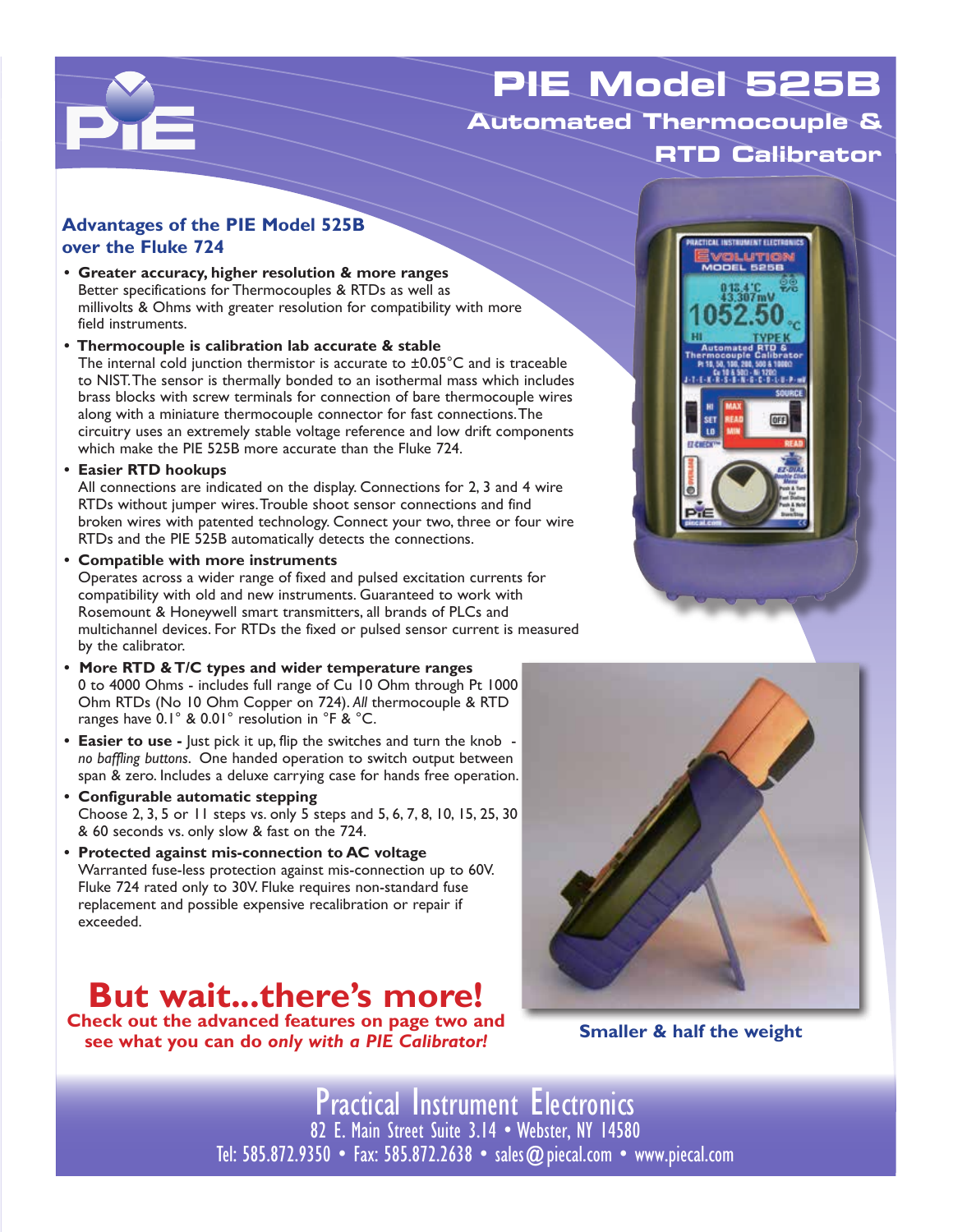# PIE Model 525B

## Automated Thermocouple & RTD Calibrator

### Advantages of the PIE Model 525B over the Fluke 724

- **Greater accuracy, higher resolution & more ranges**
  Better specifications for Thermocouples & RTDs as well as millivolts & Ohms with greater resolution for compatibility with more field instruments.
- **Thermocouple is calibration lab accurate & stable**
  The internal cold junction thermistor is accurate to ±0.05°C and is traceable to NIST. The sensor is thermally bonded to an isothermal mass which includes brass blocks with screw terminals for connection of bare thermocouple wires along with a miniature thermocouple connector for fast connections. The circuitry uses an extremely stable voltage reference and low drift components which make the PIE 525B more accurate than the Fluke 724.
- **Easier RTD hookups**
  All connections are indicated on the display. Connections for 2, 3 and 4 wire RTDs without jumper wires. Trouble shoot sensor connections and find broken wires with patented technology. Connect your two, three or four wire RTDs and the PIE 525B automatically detects the connections.
- **Compatible with more instruments**
  Operates across a wider range of fixed and pulsed excitation currents for compatibility with old and new instruments. Guaranteed to work with Rosemount & Honeywell smart transmitters, all brands of PLCs and multichannel devices. For RTDs the fixed or pulsed sensor current is measured by the calibrator.
- **More RTD & T/C types and wider temperature ranges**
  0 to 4000 Ohms - includes full range of Cu 10 Ohm through Pt 1000 Ohm RTDs (No 10 Ohm Copper on 724). *All* thermocouple & RTD ranges have 0.1° & 0.01° resolution in °F & °C.
- **Easier to use -** Just pick it up, flip the switches and turn the knob - *no baffling buttons*. One handed operation to switch output between span & zero. Includes a deluxe carrying case for hands free operation.
- **Configurable automatic stepping**
  Choose 2, 3, 5 or 11 steps vs. only 5 steps and 5, 6, 7, 8, 10, 15, 25, 30 & 60 seconds vs. only slow & fast on the 724.
- **Protected against mis-connection to AC voltage**
  Warranted fuse-less protection against mis-connection up to 60V. Fluke 724 rated only to 30V. Fluke requires non-standard fuse replacement and possible expensive recalibration or repair if exceeded.

**Smaller & half the weight**

## But wait...there's more!

**Check out the advanced features on page two and see what you can do *only with a PIE Calibrator!***

Practical Instrument Electronics
82 E. Main Street Suite 3.14 • Webster, NY 14580
Tel: 585.872.9350 • Fax: 585.872.2638 • sales@piecal.com • www.piecal.com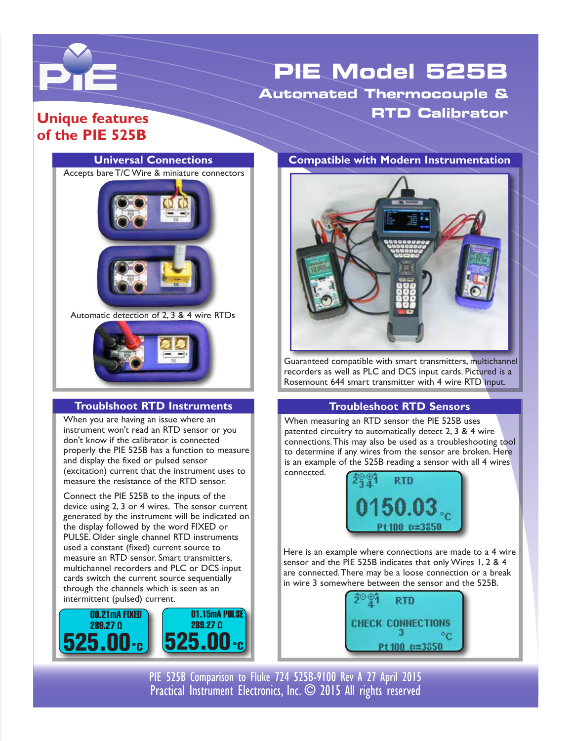# PIE Model 525B

## Automated Thermocouple & RTD Calibrator

## Unique features of the PIE 525B

### Universal Connections

Accepts bare T/C Wire & miniature connectors

Automatic detection of 2, 3 & 4 wire RTDs

### Compatible with Modern Instrumentation

Guaranteed compatible with smart transmitters, multichannel recorders as well as PLC and DCS input cards. Pictured is a Rosemount 644 smart transmitter with 4 wire RTD input.

### Troublshoot RTD Instruments

When you are having an issue where an instrument won't read an RTD sensor or you don't know if the calibrator is connected properly the PIE 525B has a function to measure and display the fixed or pulsed sensor (excitation) current that the instrument uses to measure the resistance of the RTD sensor.

Connect the PIE 525B to the inputs of the device using 2, 3 or 4 wires. The sensor current generated by the instrument will be indicated on the display followed by the word FIXED or PULSE. Older single channel RTD instruments used a constant (fixed) current source to measure an RTD sensor. Smart transmitters, multichannel recorders and PLC or DCS input cards switch the current source sequentially through the channels which is seen as an intermittent (pulsed) current.

00.21mA FIXED
289.27 Ω
525.00 °C

01.15mA PULSE
289.27 Ω
525.00 °C

### Troubleshoot RTD Sensors

When measuring an RTD sensor the PIE 525B uses patented circuitry to automatically detect 2, 3 & 4 wire connections. This may also be used as a troubleshooting tool to determine if any wires from the sensor are broken. Here is an example of the 525B reading a sensor with all 4 wires connected.

RTD
0150.03 °C
Pt100 α=3850

Here is an example where connections are made to a 4 wire sensor and the PIE 525B indicates that only Wires 1, 2 & 4 are connected. There may be a loose connection or a break in wire 3 somewhere between the sensor and the 525B.

RTD
CHECK CONNECTIONS
3 °C
Pt100 α=3850

PIE 525B Comparison to Fluke 724 525B-9100 Rev A 27 April 2015
Practical Instrument Electronics, Inc. © 2015 All rights reserved